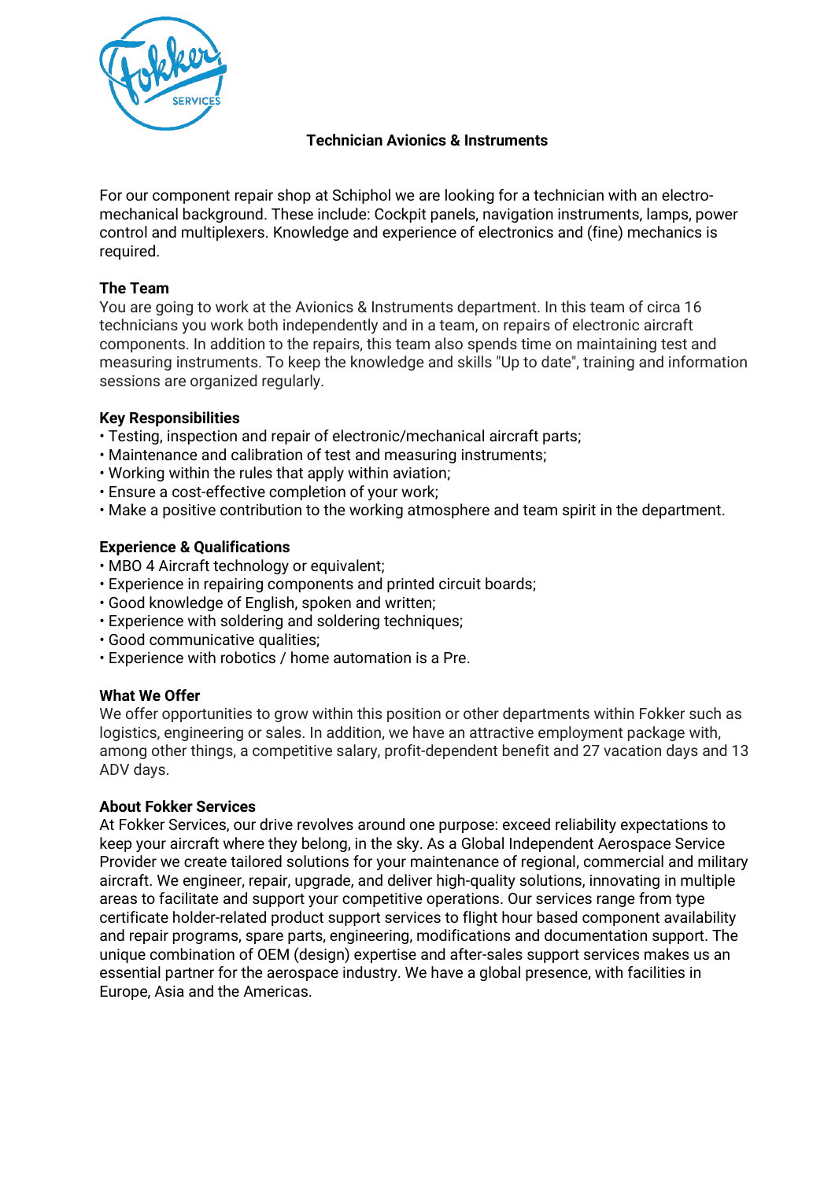# Technician Avionics & Instruments

For our component repair shop at Schiphol we are looking for a technician with an electro-mechanical background. These include: Cockpit panels, navigation instruments, lamps, power control and multiplexers. Knowledge and experience of electronics and (fine) mechanics is required.

## The Team

You are going to work at the Avionics & Instruments department. In this team of circa 16 technicians you work both independently and in a team, on repairs of electronic aircraft components. In addition to the repairs, this team also spends time on maintaining test and measuring instruments. To keep the knowledge and skills "Up to date", training and information sessions are organized regularly.

## Key Responsibilities

- Testing, inspection and repair of electronic/mechanical aircraft parts;
- Maintenance and calibration of test and measuring instruments;
- Working within the rules that apply within aviation;
- Ensure a cost-effective completion of your work;
- Make a positive contribution to the working atmosphere and team spirit in the department.

## Experience & Qualifications

- MBO 4 Aircraft technology or equivalent;
- Experience in repairing components and printed circuit boards;
- Good knowledge of English, spoken and written;
- Experience with soldering and soldering techniques;
- Good communicative qualities;
- Experience with robotics / home automation is a Pre.

## What We Offer

We offer opportunities to grow within this position or other departments within Fokker such as logistics, engineering or sales. In addition, we have an attractive employment package with, among other things, a competitive salary, profit-dependent benefit and 27 vacation days and 13 ADV days.

## About Fokker Services

At Fokker Services, our drive revolves around one purpose: exceed reliability expectations to keep your aircraft where they belong, in the sky. As a Global Independent Aerospace Service Provider we create tailored solutions for your maintenance of regional, commercial and military aircraft. We engineer, repair, upgrade, and deliver high-quality solutions, innovating in multiple areas to facilitate and support your competitive operations. Our services range from type certificate holder-related product support services to flight hour based component availability and repair programs, spare parts, engineering, modifications and documentation support. The unique combination of OEM (design) expertise and after-sales support services makes us an essential partner for the aerospace industry. We have a global presence, with facilities in Europe, Asia and the Americas.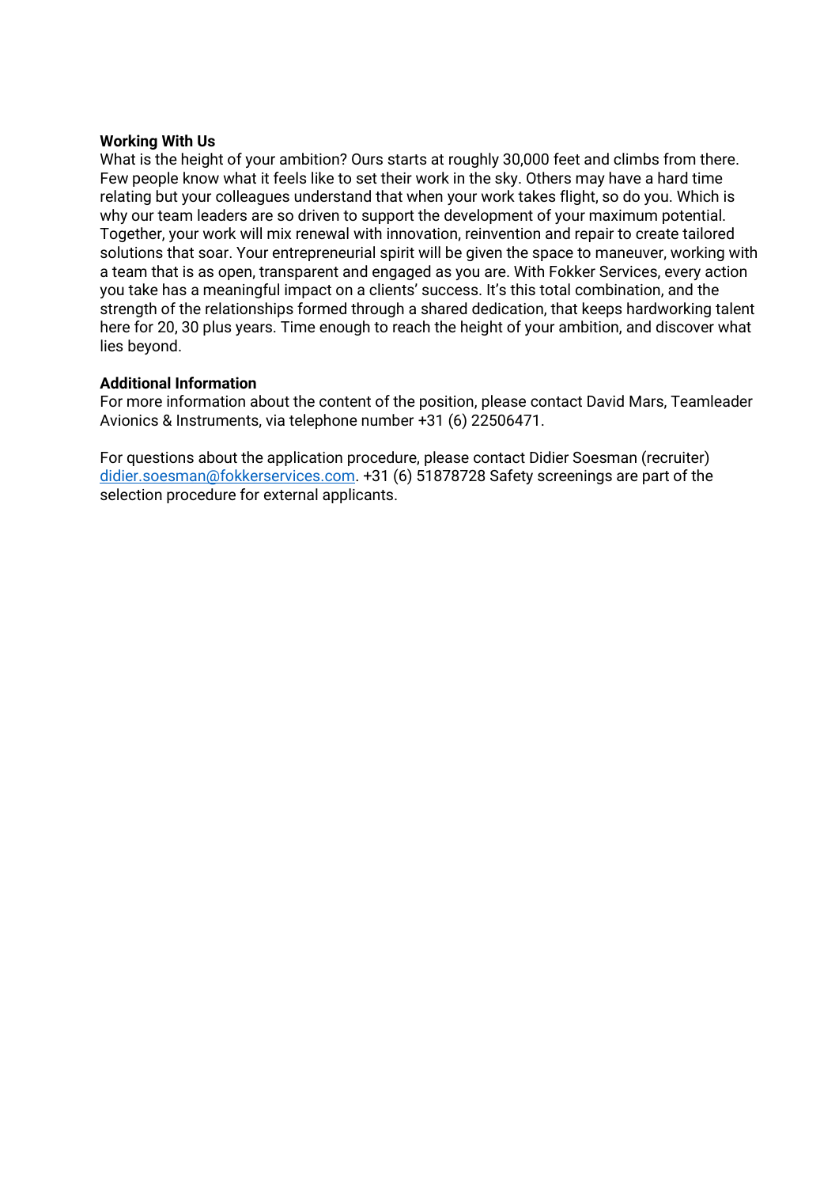**Working With Us**
What is the height of your ambition? Ours starts at roughly 30,000 feet and climbs from there. Few people know what it feels like to set their work in the sky. Others may have a hard time relating but your colleagues understand that when your work takes flight, so do you. Which is why our team leaders are so driven to support the development of your maximum potential. Together, your work will mix renewal with innovation, reinvention and repair to create tailored solutions that soar. Your entrepreneurial spirit will be given the space to maneuver, working with a team that is as open, transparent and engaged as you are. With Fokker Services, every action you take has a meaningful impact on a clients' success. It's this total combination, and the strength of the relationships formed through a shared dedication, that keeps hardworking talent here for 20, 30 plus years. Time enough to reach the height of your ambition, and discover what lies beyond.

**Additional Information**
For more information about the content of the position, please contact David Mars, Teamleader Avionics & Instruments, via telephone number +31 (6) 22506471.

For questions about the application procedure, please contact Didier Soesman (recruiter) [didier.soesman@fokkerservices.com](mailto:didier.soesman@fokkerservices.com). +31 (6) 51878728 Safety screenings are part of the selection procedure for external applicants.